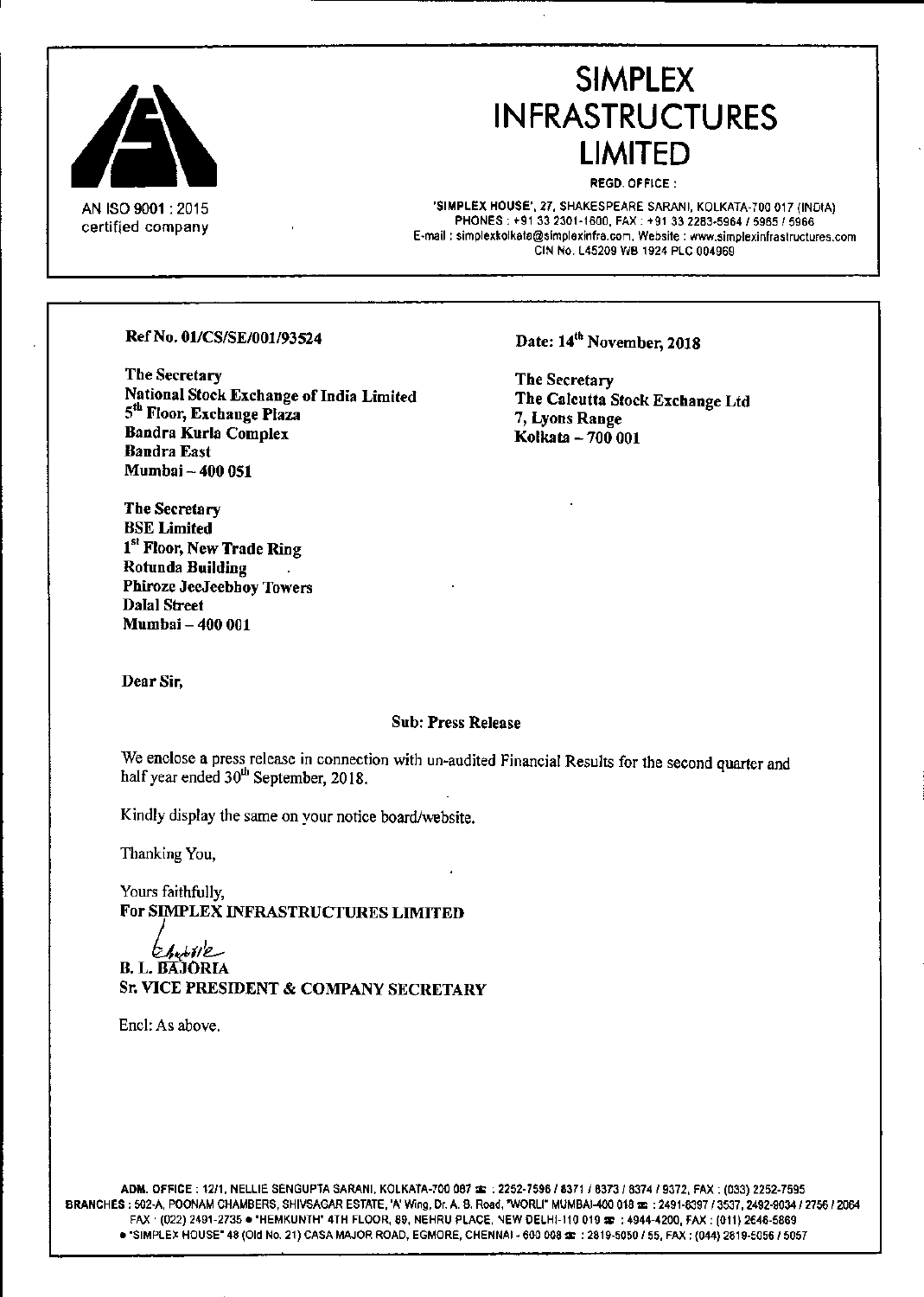# SIMPLEX INFRASTRUCTURES LIMITED

AN ISO 9001 : 2015 certified company

REGD. OFFICE :

'SIMPLEX HOUSE', 27, SHAKESPEARE SARANI, KOLKATA-700 017 (INDIA)
PHONES : +91 33 2301-1600, FAX : +91 33 2283-5964 / 5965 / 5966
E-mail : simplexkolkata@simplexinfra.com, Website : www.simplexinfrastructures.com
CIN No. L45209 WB 1924 PLC 004969

**Ref No. 01/CS/SE/001/93524**

**Date: 14th November, 2018**

**The Secretary**
**National Stock Exchange of India Limited**
**5th Floor, Exchange Plaza**
**Bandra Kurla Complex**
**Bandra East**
**Mumbai – 400 051**

**The Secretary**
**The Calcutta Stock Exchange Ltd**
**7, Lyons Range**
**Kolkata – 700 001**

**The Secretary**
**BSE Limited**
**1st Floor, New Trade Ring**
**Rotunda Building**
**Phiroze JeeJeebhoy Towers**
**Dalal Street**
**Mumbai – 400 001**

**Dear Sir,**

**Sub: Press Release**

We enclose a press release in connection with un-audited Financial Results for the second quarter and half year ended 30th September, 2018.

Kindly display the same on your notice board/website.

Thanking You,

Yours faithfully,
**For SIMPLEX INFRASTRUCTURES LIMITED**

**B. L. BAJORIA**
**Sr. VICE PRESIDENT & COMPANY SECRETARY**

Encl: As above.

ADM. OFFICE : 12/1, NELLIE SENGUPTA SARANI, KOLKATA-700 087 ☎ : 2252-7596 / 8371 / 8373 / 8374 / 9372, FAX : (033) 2252-7595
BRANCHES : 502-A, POONAM CHAMBERS, SHIVSAGAR ESTATE, 'A' Wing, Dr. A. B. Road, "WORLI" MUMBAI-400 018 ☎ : 2491-8397 / 3537, 2492-8034 / 2756 / 2064
FAX : (022) 2491-2735 • "HEMKUNTH" 4TH FLOOR, 89, NEHRU PLACE, NEW DELHI-110 019 ☎ : 4944-4200, FAX : (011) 2646-5869
• "SIMPLEX HOUSE" 48 (Old No. 21) CASA MAJOR ROAD, EGMORE, CHENNAI - 600 008 ☎ : 2819-5050 / 55, FAX : (044) 2819-5056 / 5057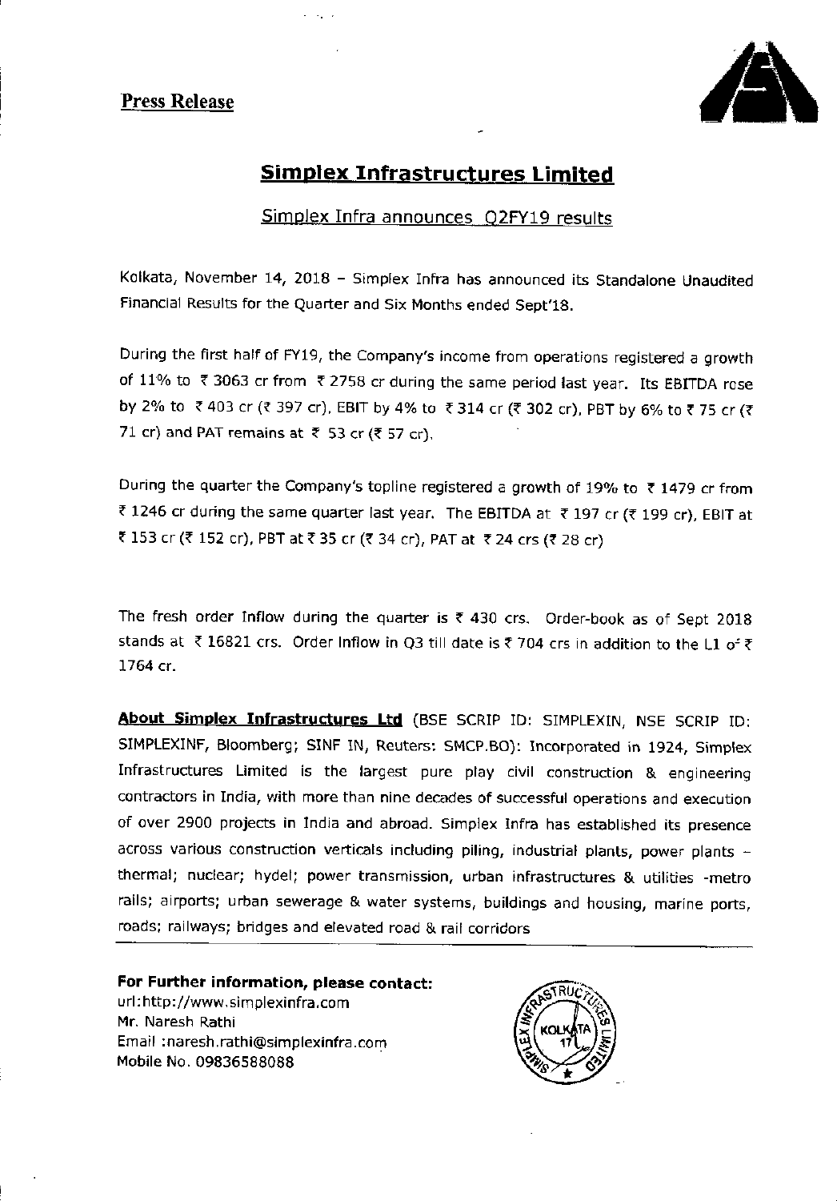**Press Release**

# Simplex Infrastructures Limited

## Simplex Infra announces Q2FY19 results

Kolkata, November 14, 2018 – Simplex Infra has announced its Standalone Unaudited Financial Results for the Quarter and Six Months ended Sept'18.

During the first half of FY19, the Company's income from operations registered a growth of 11% to ₹ 3063 cr from ₹ 2758 cr during the same period last year. Its EBITDA rose by 2% to ₹ 403 cr (₹ 397 cr), EBIT by 4% to ₹ 314 cr (₹ 302 cr), PBT by 6% to ₹ 75 cr (₹ 71 cr) and PAT remains at ₹ 53 cr (₹ 57 cr).

During the quarter the Company's topline registered a growth of 19% to ₹ 1479 cr from ₹ 1246 cr during the same quarter last year. The EBITDA at ₹ 197 cr (₹ 199 cr), EBIT at ₹ 153 cr (₹ 152 cr), PBT at ₹ 35 cr (₹ 34 cr), PAT at ₹ 24 crs (₹ 28 cr)

The fresh order Inflow during the quarter is ₹ 430 crs. Order-book as of Sept 2018 stands at ₹ 16821 crs. Order Inflow in Q3 till date is ₹ 704 crs in addition to the L1 of ₹ 1764 cr.

**About Simplex Infrastructures Ltd** (BSE SCRIP ID: SIMPLEXIN, NSE SCRIP ID: SIMPLEXINF, Bloomberg; SINF IN, Reuters: SMCP.BO): Incorporated in 1924, Simplex Infrastructures Limited is the largest pure play civil construction & engineering contractors in India, with more than nine decades of successful operations and execution of over 2900 projects in India and abroad. Simplex Infra has established its presence across various construction verticals including piling, industrial plants, power plants – thermal; nuclear; hydel; power transmission, urban infrastructures & utilities -metro rails; airports; urban sewerage & water systems, buildings and housing, marine ports, roads; railways; bridges and elevated road & rail corridors

**For Further information, please contact:**
url:http://www.simplexinfra.com
Mr. Naresh Rathi
Email :naresh.rathi@simplexinfra.com
Mobile No. 09836588088